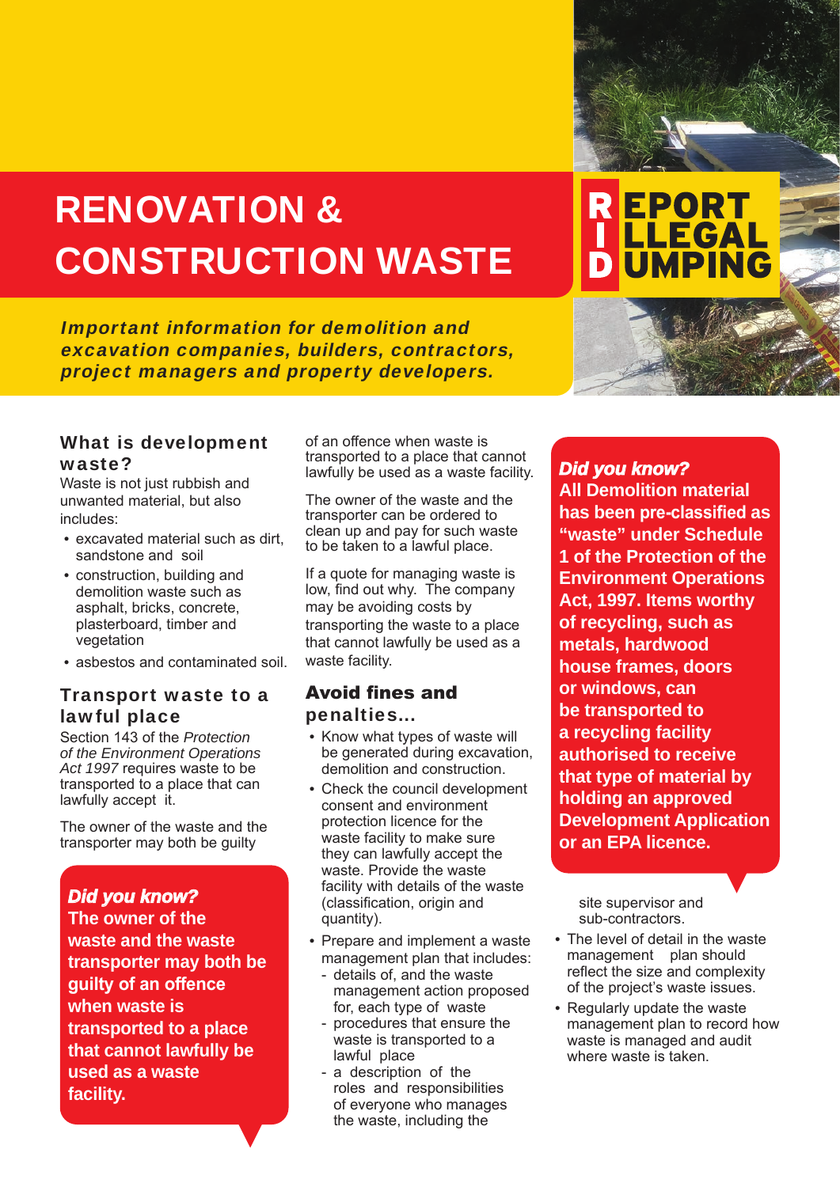# RENOVATION & CONSTRUCTION WASTE

**REPORT ILLEGAL DUMPING**

***Important information for demolition and excavation companies, builders, contractors, project managers and property developers.***

## What is development waste?

Waste is not just rubbish and unwanted material, but also includes:

- excavated material such as dirt, sandstone and soil
- construction, building and demolition waste such as asphalt, bricks, concrete, plasterboard, timber and vegetation
- asbestos and contaminated soil.

## Transport waste to a lawful place

Section 143 of the *Protection of the Environment Operations Act 1997* requires waste to be transported to a place that can lawfully accept it.

The owner of the waste and the transporter may both be guilty of an offence when waste is transported to a place that cannot lawfully be used as a waste facility.

The owner of the waste and the transporter can be ordered to clean up and pay for such waste to be taken to a lawful place.

If a quote for managing waste is low, find out why. The company may be avoiding costs by transporting the waste to a place that cannot lawfully be used as a waste facility.

> ***Did you know?***
> **The owner of the waste and the waste transporter may both be guilty of an offence when waste is transported to a place that cannot lawfully be used as a waste facility.**

## Avoid fines and penalties...

- Know what types of waste will be generated during excavation, demolition and construction.
- Check the council development consent and environment protection licence for the waste facility to make sure they can lawfully accept the waste. Provide the waste facility with details of the waste (classification, origin and quantity).
- Prepare and implement a waste management plan that includes:
  - details of, and the waste management action proposed for, each type of waste
  - procedures that ensure the waste is transported to a lawful place
  - a description of the roles and responsibilities of everyone who manages the waste, including the site supervisor and sub-contractors.
- The level of detail in the waste management plan should reflect the size and complexity of the project's waste issues.
- Regularly update the waste management plan to record how waste is managed and audit where waste is taken.

> ***Did you know?***
> **All Demolition material has been pre-classified as "waste" under Schedule 1 of the Protection of the Environment Operations Act, 1997. Items worthy of recycling, such as metals, hardwood house frames, doors or windows, can be transported to a recycling facility authorised to receive that type of material by holding an approved Development Application or an EPA licence.**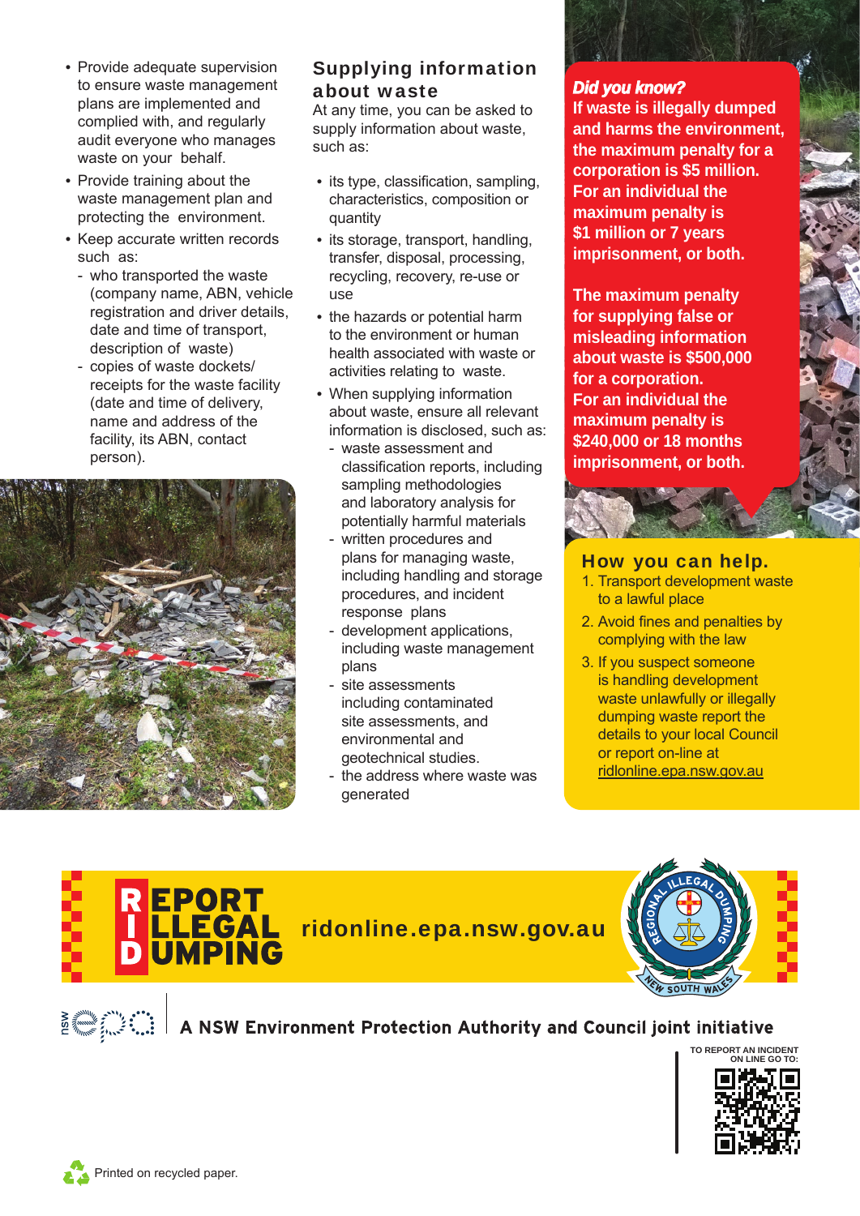- Provide adequate supervision to ensure waste management plans are implemented and complied with, and regularly audit everyone who manages waste on your behalf.
- Provide training about the waste management plan and protecting the environment.
- Keep accurate written records such as:
  - who transported the waste (company name, ABN, vehicle registration and driver details, date and time of transport, description of waste)
  - copies of waste dockets/ receipts for the waste facility (date and time of delivery, name and address of the facility, its ABN, contact person).

## Supplying information about waste

At any time, you can be asked to supply information about waste, such as:

- its type, classification, sampling, characteristics, composition or quantity
- its storage, transport, handling, transfer, disposal, processing, recycling, recovery, re-use or use
- the hazards or potential harm to the environment or human health associated with waste or activities relating to waste.
- When supplying information about waste, ensure all relevant information is disclosed, such as:
  - waste assessment and classification reports, including sampling methodologies and laboratory analysis for potentially harmful materials
  - written procedures and plans for managing waste, including handling and storage procedures, and incident response plans
  - development applications, including waste management plans
  - site assessments including contaminated site assessments, and environmental and geotechnical studies.
  - the address where waste was generated

***Did you know?***

**If waste is illegally dumped and harms the environment, the maximum penalty for a corporation is $5 million. For an individual the maximum penalty is $1 million or 7 years imprisonment, or both.**

**The maximum penalty for supplying false or misleading information about waste is $500,000 for a corporation. For an individual the maximum penalty is $240,000 or 18 months imprisonment, or both.**

## How you can help.

1. Transport development waste to a lawful place
2. Avoid fines and penalties by complying with the law
3. If you suspect someone is handling development waste unlawfully or illegally dumping waste report the details to your local Council or report on-line at ridlonline.epa.nsw.gov.au

REPORT ILLEGAL DUMPING ridonline.epa.nsw.gov.au

REGIONAL ILLEGAL DUMPING NEW SOUTH WALES

A NSW Environment Protection Authority and Council joint initiative

TO REPORT AN INCIDENT ON LINE GO TO:

Printed on recycled paper.